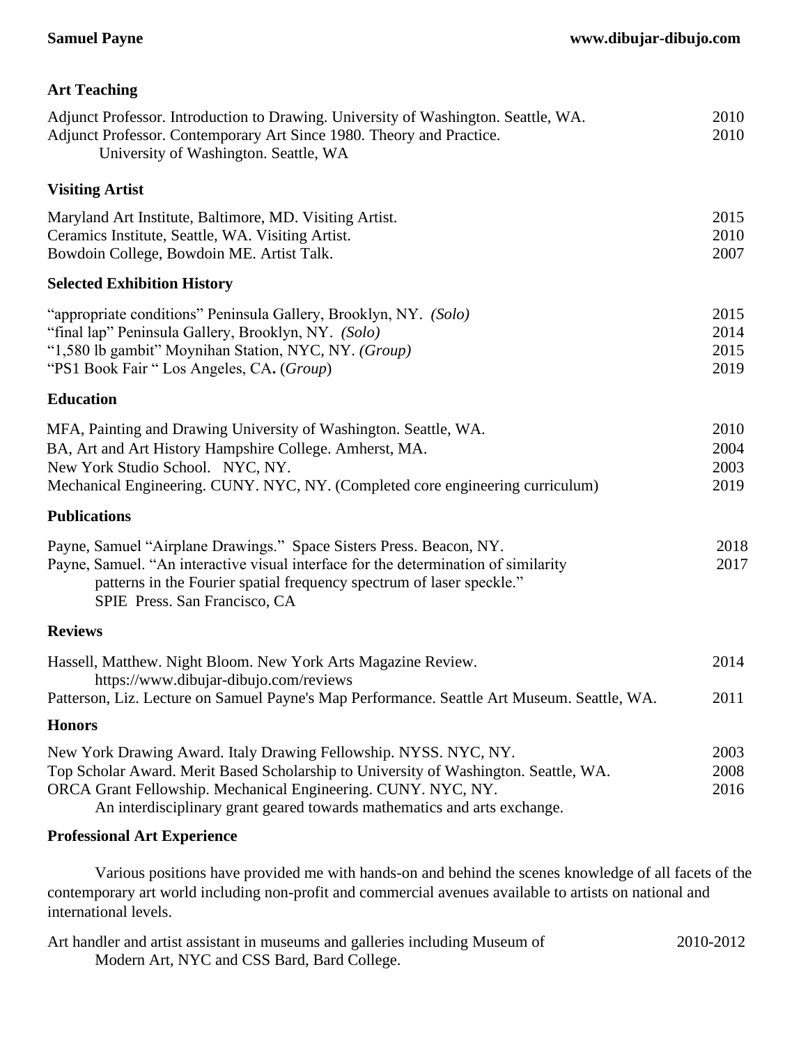**Samuel Payne** **www.dibujar-dibujo.com**

## Art Teaching

Adjunct Professor. Introduction to Drawing. University of Washington. Seattle, WA. 2010

Adjunct Professor. Contemporary Art Since 1980. Theory and Practice. 2010
University of Washington. Seattle, WA

## Visiting Artist

Maryland Art Institute, Baltimore, MD. Visiting Artist. 2015

Ceramics Institute, Seattle, WA. Visiting Artist. 2010

Bowdoin College, Bowdoin ME. Artist Talk. 2007

## Selected Exhibition History

"appropriate conditions" Peninsula Gallery, Brooklyn, NY. *(Solo)* 2015

"final lap" Peninsula Gallery, Brooklyn, NY. *(Solo)* 2014

"1,580 lb gambit" Moynihan Station, NYC, NY. *(Group)* 2015

"PS1 Book Fair " Los Angeles, CA**.** (*Group*) 2019

## Education

MFA, Painting and Drawing University of Washington. Seattle, WA. 2010

BA, Art and Art History Hampshire College. Amherst, MA. 2004

New York Studio School. NYC, NY. 2003

Mechanical Engineering. CUNY. NYC, NY. (Completed core engineering curriculum) 2019

## Publications

Payne, Samuel "Airplane Drawings." Space Sisters Press. Beacon, NY. 2018

Payne, Samuel. "An interactive visual interface for the determination of similarity patterns in the Fourier spatial frequency spectrum of laser speckle." SPIE Press. San Francisco, CA 2017

## Reviews

Hassell, Matthew. Night Bloom. New York Arts Magazine Review. 2014
https://www.dibujar-dibujo.com/reviews

Patterson, Liz. Lecture on Samuel Payne's Map Performance. Seattle Art Museum. Seattle, WA. 2011

## Honors

New York Drawing Award. Italy Drawing Fellowship. NYSS. NYC, NY. 2003

Top Scholar Award. Merit Based Scholarship to University of Washington. Seattle, WA. 2008

ORCA Grant Fellowship. Mechanical Engineering. CUNY. NYC, NY. 2016
An interdisciplinary grant geared towards mathematics and arts exchange.

## Professional Art Experience

Various positions have provided me with hands-on and behind the scenes knowledge of all facets of the contemporary art world including non-profit and commercial avenues available to artists on national and international levels.

Art handler and artist assistant in museums and galleries including Museum of Modern Art, NYC and CSS Bard, Bard College. 2010-2012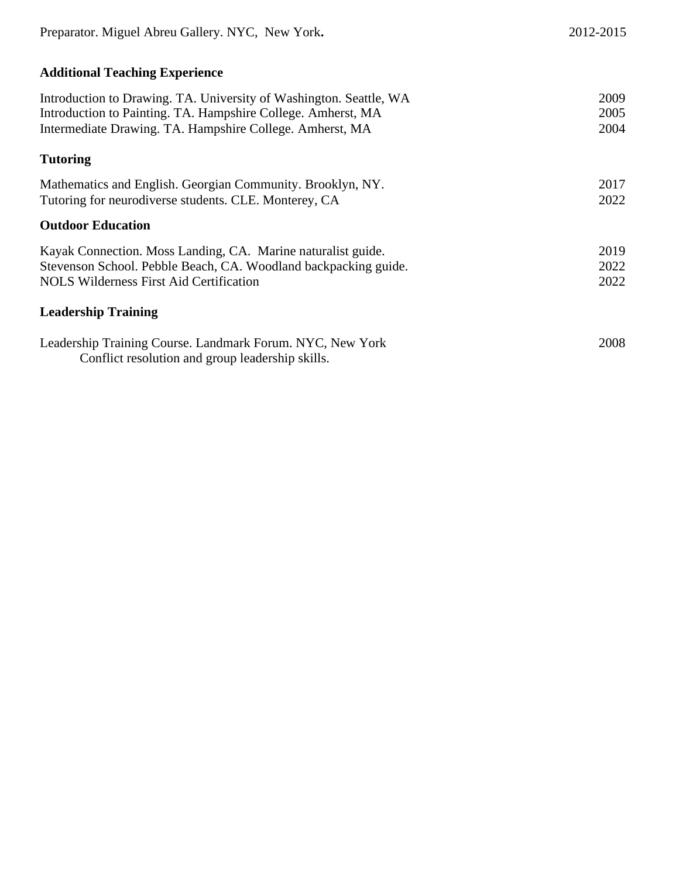Preparator. Miguel Abreu Gallery. NYC, New York. 2012-2015

## Additional Teaching Experience

Introduction to Drawing. TA. University of Washington. Seattle, WA 2009
Introduction to Painting. TA. Hampshire College. Amherst, MA 2005
Intermediate Drawing. TA. Hampshire College. Amherst, MA 2004

## Tutoring

Mathematics and English. Georgian Community. Brooklyn, NY. 2017
Tutoring for neurodiverse students. CLE. Monterey, CA 2022

## Outdoor Education

Kayak Connection. Moss Landing, CA. Marine naturalist guide. 2019
Stevenson School. Pebble Beach, CA. Woodland backpacking guide. 2022
NOLS Wilderness First Aid Certification 2022

## Leadership Training

Leadership Training Course. Landmark Forum. NYC, New York 2008
Conflict resolution and group leadership skills.